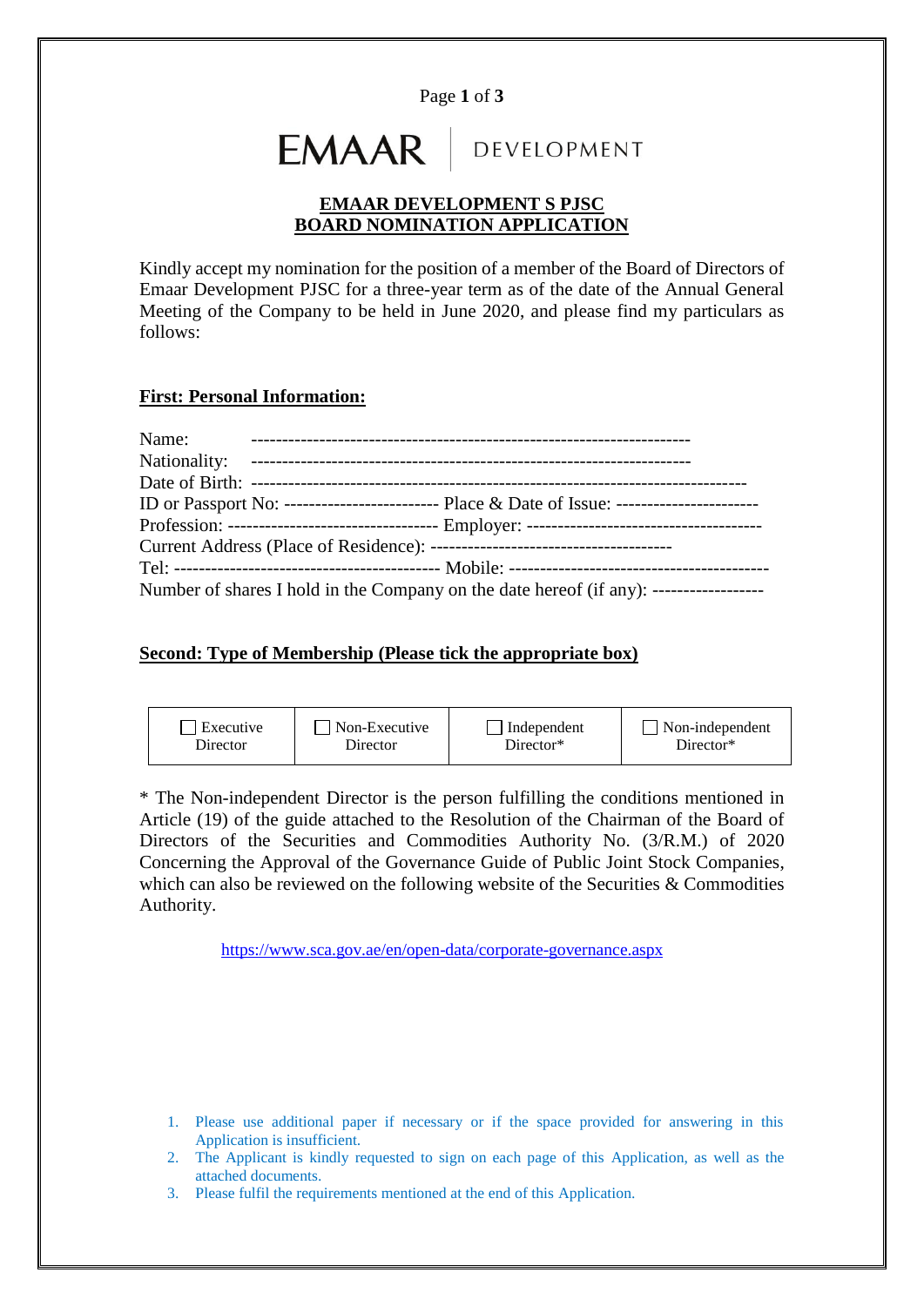EMAAR | DEVELOPMENT

# EMAAR DEVELOPMENT S PJSC
# BOARD NOMINATION APPLICATION

Kindly accept my nomination for the position of a member of the Board of Directors of Emaar Development PJSC for a three-year term as of the date of the Annual General Meeting of the Company to be held in June 2020, and please find my particulars as follows:

## First: Personal Information:

Name: -------------------------------------------------------------------

Nationality: -------------------------------------------------------------------

Date of Birth: ------------------------------------------------------------------------------

ID or Passport No: ------------------------ Place & Date of Issue: ----------------------

Profession: --------------------------------- Employer: -------------------------------------

Current Address (Place of Residence): --------------------------------------

Tel: ------------------------------------------ Mobile: -----------------------------------------

Number of shares I hold in the Company on the date hereof (if any): -----------------

## Second: Type of Membership (Please tick the appropriate box)

| ☐ Executive Director | ☐ Non-Executive Director | ☐ Independent Director* | ☐ Non-independent Director* |
|---|---|---|---|

* The Non-independent Director is the person fulfilling the conditions mentioned in Article (19) of the guide attached to the Resolution of the Chairman of the Board of Directors of the Securities and Commodities Authority No. (3/R.M.) of 2020 Concerning the Approval of the Governance Guide of Public Joint Stock Companies, which can also be reviewed on the following website of the Securities & Commodities Authority.

https://www.sca.gov.ae/en/open-data/corporate-governance.aspx

1. Please use additional paper if necessary or if the space provided for answering in this Application is insufficient.
2. The Applicant is kindly requested to sign on each page of this Application, as well as the attached documents.
3. Please fulfil the requirements mentioned at the end of this Application.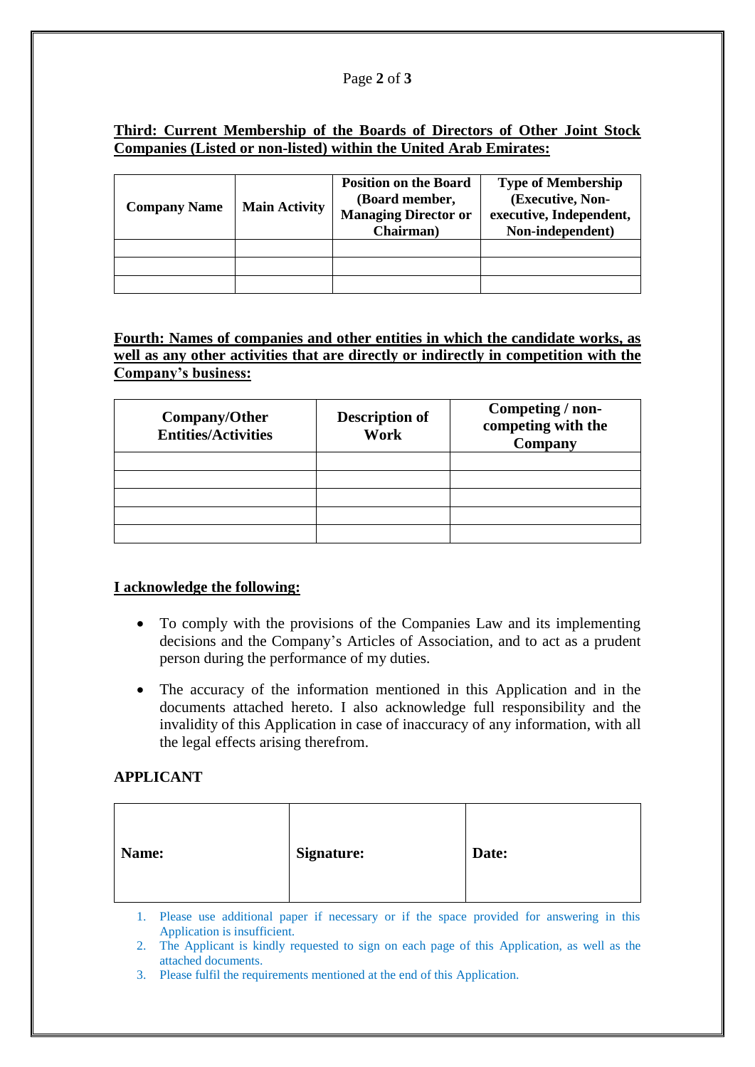**Third: Current Membership of the Boards of Directors of Other Joint Stock Companies (Listed or non-listed) within the United Arab Emirates:**

| Company Name | Main Activity | Position on the Board (Board member, Managing Director or Chairman) | Type of Membership (Executive, Non-executive, Independent, Non-independent) |
|---|---|---|---|
| | | | |
| | | | |
| | | | |

**Fourth: Names of companies and other entities in which the candidate works, as well as any other activities that are directly or indirectly in competition with the Company's business:**

| Company/Other Entities/Activities | Description of Work | Competing / non-competing with the Company |
|---|---|---|
| | | |
| | | |
| | | |
| | | |
| | | |

**I acknowledge the following:**

- To comply with the provisions of the Companies Law and its implementing decisions and the Company's Articles of Association, and to act as a prudent person during the performance of my duties.
- The accuracy of the information mentioned in this Application and in the documents attached hereto. I also acknowledge full responsibility and the invalidity of this Application in case of inaccuracy of any information, with all the legal effects arising therefrom.

**APPLICANT**

| Name: | Signature: | Date: |
|---|---|---|

1. Please use additional paper if necessary or if the space provided for answering in this Application is insufficient.
2. The Applicant is kindly requested to sign on each page of this Application, as well as the attached documents.
3. Please fulfil the requirements mentioned at the end of this Application.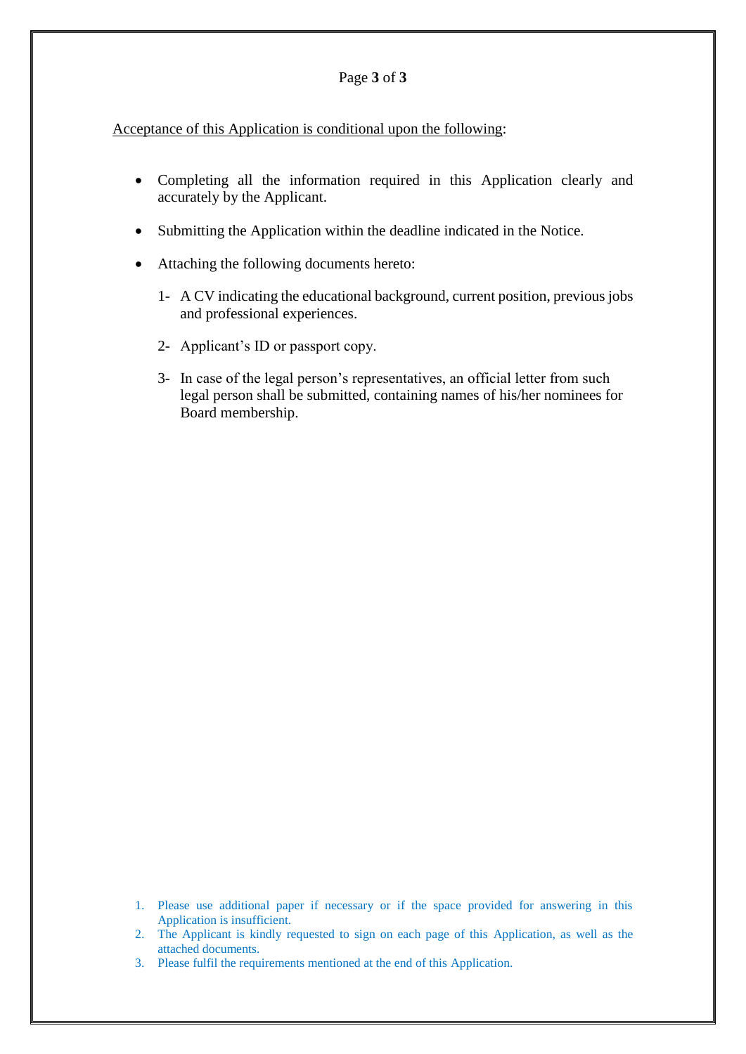<u>Acceptance of this Application is conditional upon the following</u>:

- Completing all the information required in this Application clearly and accurately by the Applicant.
- Submitting the Application within the deadline indicated in the Notice.
- Attaching the following documents hereto:

  1- A CV indicating the educational background, current position, previous jobs and professional experiences.

  2- Applicant's ID or passport copy.

  3- In case of the legal person's representatives, an official letter from such legal person shall be submitted, containing names of his/her nominees for Board membership.

1. Please use additional paper if necessary or if the space provided for answering in this Application is insufficient.
2. The Applicant is kindly requested to sign on each page of this Application, as well as the attached documents.
3. Please fulfil the requirements mentioned at the end of this Application.